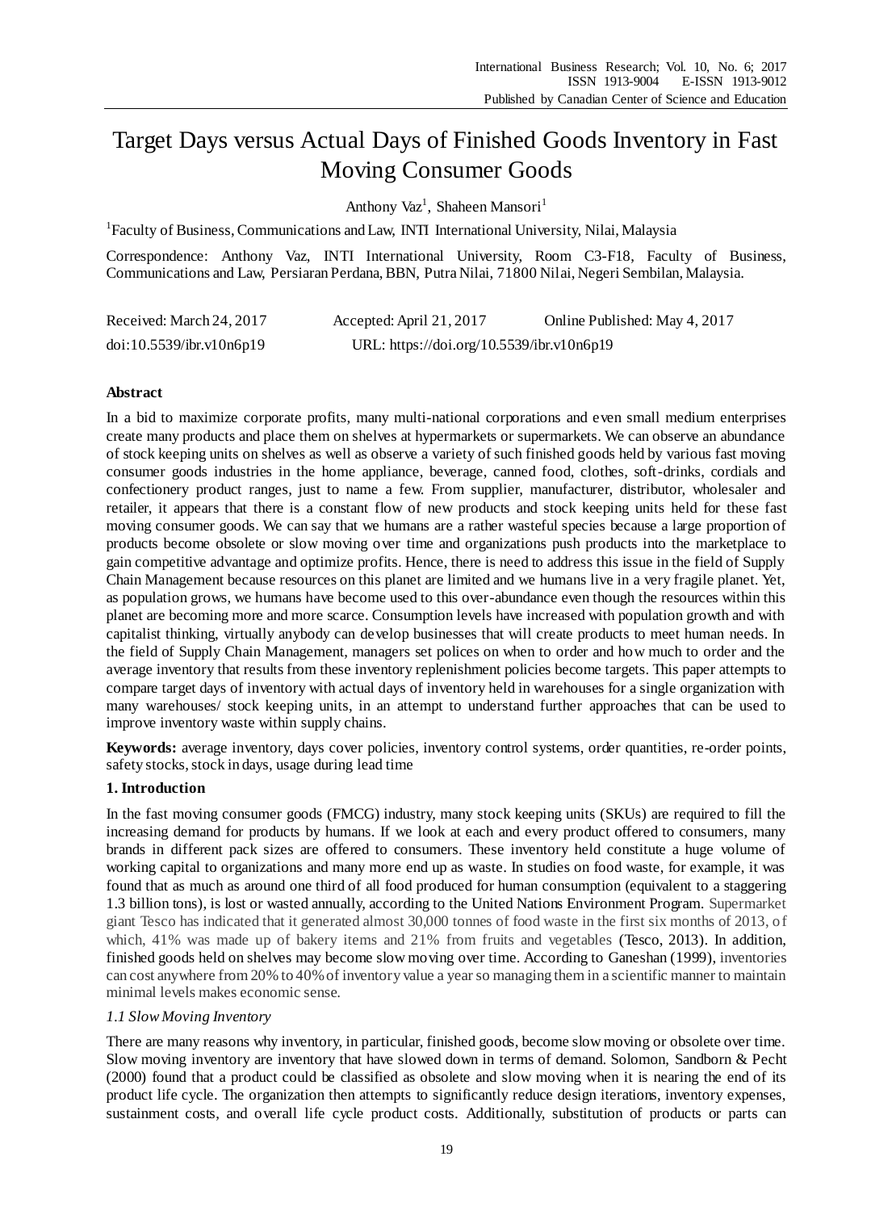# Target Days versus Actual Days of Finished Goods Inventory in Fast Moving Consumer Goods

Anthony Vaz[1], Shaheen Mansori[1]

[1]Faculty of Business, Communications and Law, INTI International University, Nilai, Malaysia

Correspondence: Anthony Vaz, INTI International University, Room C3-F18, Faculty of Business, Communications and Law, Persiaran Perdana, BBN, Putra Nilai, 71800 Nilai, Negeri Sembilan, Malaysia.

Received: March 24, 2017 Accepted: April 21, 2017 Online Published: May 4, 2017

doi:10.5539/ibr.v10n6p19 URL: https://doi.org/10.5539/ibr.v10n6p19

**Abstract**

In a bid to maximize corporate profits, many multi-national corporations and even small medium enterprises create many products and place them on shelves at hypermarkets or supermarkets. We can observe an abundance of stock keeping units on shelves as well as observe a variety of such finished goods held by various fast moving consumer goods industries in the home appliance, beverage, canned food, clothes, soft-drinks, cordials and confectionery product ranges, just to name a few. From supplier, manufacturer, distributor, wholesaler and retailer, it appears that there is a constant flow of new products and stock keeping units held for these fast moving consumer goods. We can say that we humans are a rather wasteful species because a large proportion of products become obsolete or slow moving over time and organizations push products into the marketplace to gain competitive advantage and optimize profits. Hence, there is need to address this issue in the field of Supply Chain Management because resources on this planet are limited and we humans live in a very fragile planet. Yet, as population grows, we humans have become used to this over-abundance even though the resources within this planet are becoming more and more scarce. Consumption levels have increased with population growth and with capitalist thinking, virtually anybody can develop businesses that will create products to meet human needs. In the field of Supply Chain Management, managers set polices on when to order and how much to order and the average inventory that results from these inventory replenishment policies become targets. This paper attempts to compare target days of inventory with actual days of inventory held in warehouses for a single organization with many warehouses/ stock keeping units, in an attempt to understand further approaches that can be used to improve inventory waste within supply chains.

**Keywords:** average inventory, days cover policies, inventory control systems, order quantities, re-order points, safety stocks, stock in days, usage during lead time

## 1. Introduction

In the fast moving consumer goods (FMCG) industry, many stock keeping units (SKUs) are required to fill the increasing demand for products by humans. If we look at each and every product offered to consumers, many brands in different pack sizes are offered to consumers. These inventory held constitute a huge volume of working capital to organizations and many more end up as waste. In studies on food waste, for example, it was found that as much as around one third of all food produced for human consumption (equivalent to a staggering 1.3 billion tons), is lost or wasted annually, according to the United Nations Environment Program. Supermarket giant Tesco has indicated that it generated almost 30,000 tonnes of food waste in the first six months of 2013, of which, 41% was made up of bakery items and 21% from fruits and vegetables (Tesco, 2013). In addition, finished goods held on shelves may become slow moving over time. According to Ganeshan (1999), inventories can cost anywhere from 20% to 40% of inventory value a year so managing them in a scientific manner to maintain minimal levels makes economic sense.

### *1.1 Slow Moving Inventory*

There are many reasons why inventory, in particular, finished goods, become slow moving or obsolete over time. Slow moving inventory are inventory that have slowed down in terms of demand. Solomon, Sandborn & Pecht (2000) found that a product could be classified as obsolete and slow moving when it is nearing the end of its product life cycle. The organization then attempts to significantly reduce design iterations, inventory expenses, sustainment costs, and overall life cycle product costs. Additionally, substitution of products or parts can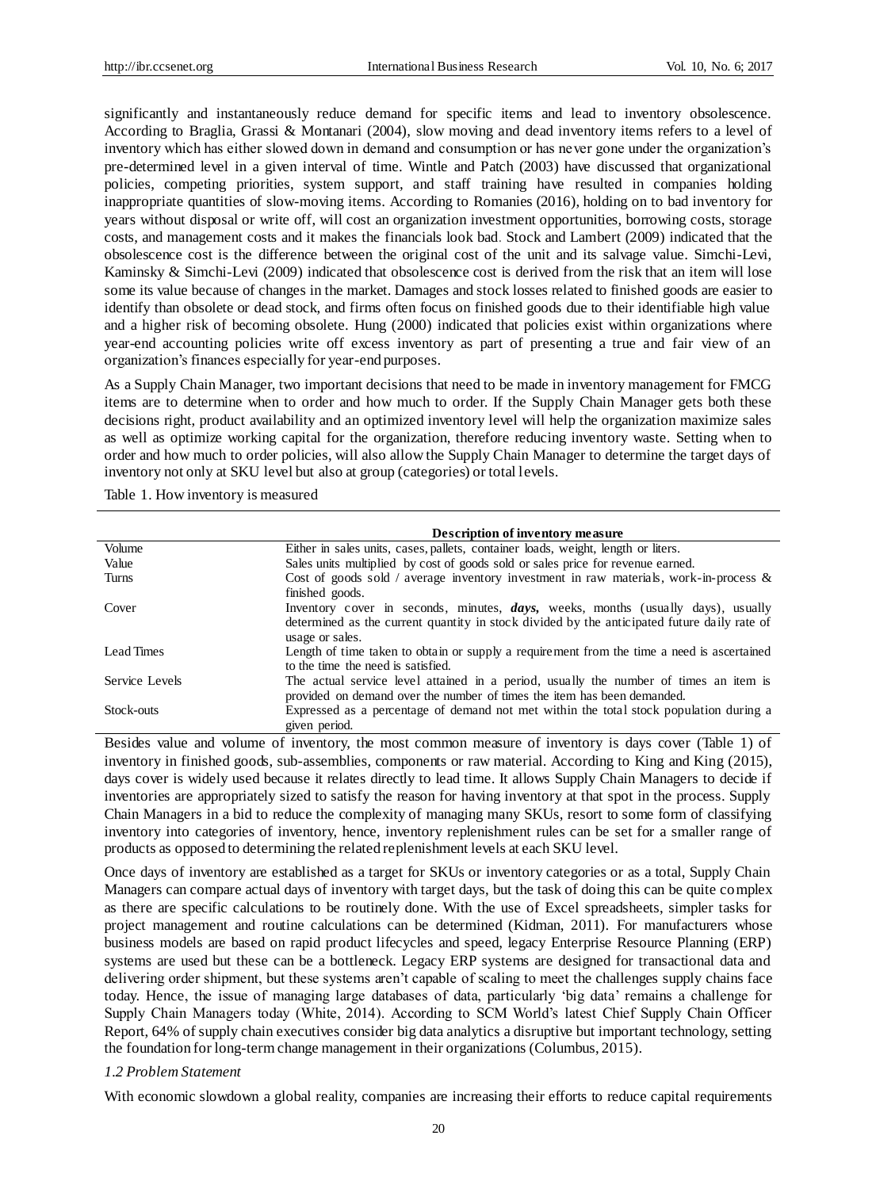significantly and instantaneously reduce demand for specific items and lead to inventory obsolescence. According to Braglia, Grassi & Montanari (2004), slow moving and dead inventory items refers to a level of inventory which has either slowed down in demand and consumption or has never gone under the organization's pre-determined level in a given interval of time. Wintle and Patch (2003) have discussed that organizational policies, competing priorities, system support, and staff training have resulted in companies holding inappropriate quantities of slow-moving items. According to Romanies (2016), holding on to bad inventory for years without disposal or write off, will cost an organization investment opportunities, borrowing costs, storage costs, and management costs and it makes the financials look bad. Stock and Lambert (2009) indicated that the obsolescence cost is the difference between the original cost of the unit and its salvage value. Simchi-Levi, Kaminsky & Simchi-Levi (2009) indicated that obsolescence cost is derived from the risk that an item will lose some its value because of changes in the market. Damages and stock losses related to finished goods are easier to identify than obsolete or dead stock, and firms often focus on finished goods due to their identifiable high value and a higher risk of becoming obsolete. Hung (2000) indicated that policies exist within organizations where year-end accounting policies write off excess inventory as part of presenting a true and fair view of an organization's finances especially for year-end purposes.

As a Supply Chain Manager, two important decisions that need to be made in inventory management for FMCG items are to determine when to order and how much to order. If the Supply Chain Manager gets both these decisions right, product availability and an optimized inventory level will help the organization maximize sales as well as optimize working capital for the organization, therefore reducing inventory waste. Setting when to order and how much to order policies, will also allow the Supply Chain Manager to determine the target days of inventory not only at SKU level but also at group (categories) or total levels.

Table 1. How inventory is measured

| | **Description of inventory measure** |
|---|---|
| Volume | Either in sales units, cases, pallets, container loads, weight, length or liters. |
| Value | Sales units multiplied by cost of goods sold or sales price for revenue earned. |
| Turns | Cost of goods sold / average inventory investment in raw materials, work-in-process & finished goods. |
| Cover | Inventory cover in seconds, minutes, ***days,*** weeks, months (usually days), usually determined as the current quantity in stock divided by the anticipated future daily rate of usage or sales. |
| Lead Times | Length of time taken to obtain or supply a requirement from the time a need is ascertained to the time the need is satisfied. |
| Service Levels | The actual service level attained in a period, usually the number of times an item is provided on demand over the number of times the item has been demanded. |
| Stock-outs | Expressed as a percentage of demand not met within the total stock population during a given period. |

Besides value and volume of inventory, the most common measure of inventory is days cover (Table 1) of inventory in finished goods, sub-assemblies, components or raw material. According to King and King (2015), days cover is widely used because it relates directly to lead time. It allows Supply Chain Managers to decide if inventories are appropriately sized to satisfy the reason for having inventory at that spot in the process. Supply Chain Managers in a bid to reduce the complexity of managing many SKUs, resort to some form of classifying inventory into categories of inventory, hence, inventory replenishment rules can be set for a smaller range of products as opposed to determining the related replenishment levels at each SKU level.

Once days of inventory are established as a target for SKUs or inventory categories or as a total, Supply Chain Managers can compare actual days of inventory with target days, but the task of doing this can be quite complex as there are specific calculations to be routinely done. With the use of Excel spreadsheets, simpler tasks for project management and routine calculations can be determined (Kidman, 2011). For manufacturers whose business models are based on rapid product lifecycles and speed, legacy Enterprise Resource Planning (ERP) systems are used but these can be a bottleneck. Legacy ERP systems are designed for transactional data and delivering order shipment, but these systems aren't capable of scaling to meet the challenges supply chains face today. Hence, the issue of managing large databases of data, particularly 'big data' remains a challenge for Supply Chain Managers today (White, 2014). According to SCM World's latest Chief Supply Chain Officer Report, 64% of supply chain executives consider big data analytics a disruptive but important technology, setting the foundation for long-term change management in their organizations (Columbus, 2015).

### *1.2 Problem Statement*

With economic slowdown a global reality, companies are increasing their efforts to reduce capital requirements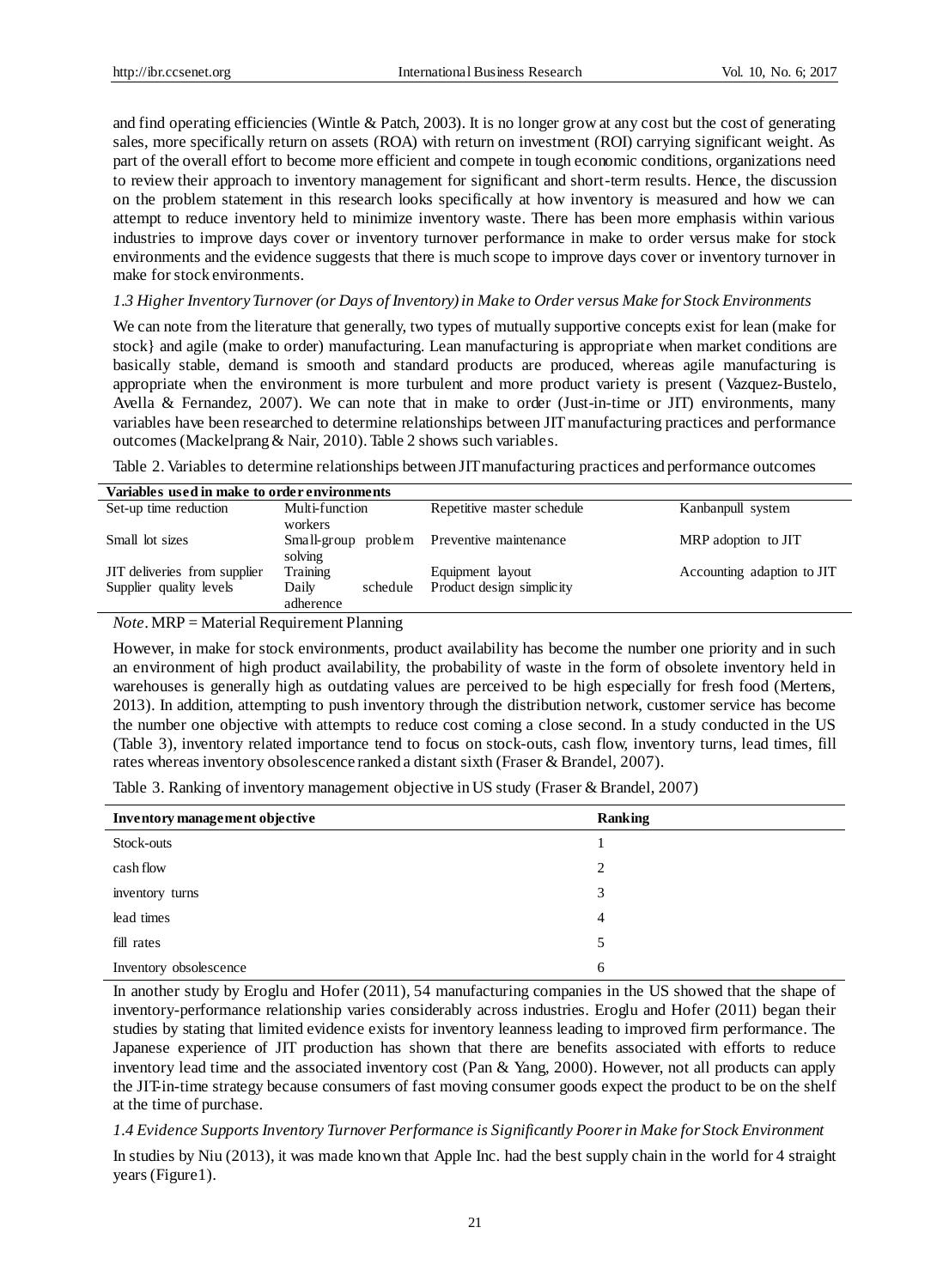and find operating efficiencies (Wintle & Patch, 2003). It is no longer grow at any cost but the cost of generating sales, more specifically return on assets (ROA) with return on investment (ROI) carrying significant weight. As part of the overall effort to become more efficient and compete in tough economic conditions, organizations need to review their approach to inventory management for significant and short-term results. Hence, the discussion on the problem statement in this research looks specifically at how inventory is measured and how we can attempt to reduce inventory held to minimize inventory waste. There has been more emphasis within various industries to improve days cover or inventory turnover performance in make to order versus make for stock environments and the evidence suggests that there is much scope to improve days cover or inventory turnover in make for stock environments.

### *1.3 Higher Inventory Turnover (or Days of Inventory) in Make to Order versus Make for Stock Environments*

We can note from the literature that generally, two types of mutually supportive concepts exist for lean (make for stock} and agile (make to order) manufacturing. Lean manufacturing is appropriate when market conditions are basically stable, demand is smooth and standard products are produced, whereas agile manufacturing is appropriate when the environment is more turbulent and more product variety is present (Vazquez-Bustelo, Avella & Fernandez, 2007). We can note that in make to order (Just-in-time or JIT) environments, many variables have been researched to determine relationships between JIT manufacturing practices and performance outcomes (Mackelprang & Nair, 2010). Table 2 shows such variables.

Table 2. Variables to determine relationships between JIT manufacturing practices and performance outcomes

| **Variables used in make to order environments** | | | |
|---|---|---|---|
| Set-up time reduction | Multi-function workers | Repetitive master schedule | Kanbanpull system |
| Small lot sizes | Small-group problem solving | Preventive maintenance | MRP adoption to JIT |
| JIT deliveries from supplier | Training | Equipment layout | Accounting adaption to JIT |
| Supplier quality levels | Daily schedule adherence | Product design simplicity | |

*Note*. MRP = Material Requirement Planning

However, in make for stock environments, product availability has become the number one priority and in such an environment of high product availability, the probability of waste in the form of obsolete inventory held in warehouses is generally high as outdating values are perceived to be high especially for fresh food (Mertens, 2013). In addition, attempting to push inventory through the distribution network, customer service has become the number one objective with attempts to reduce cost coming a close second. In a study conducted in the US (Table 3), inventory related importance tend to focus on stock-outs, cash flow, inventory turns, lead times, fill rates whereas inventory obsolescence ranked a distant sixth (Fraser & Brandel, 2007).

Table 3. Ranking of inventory management objective in US study (Fraser & Brandel, 2007)

| **Inventory management objective** | **Ranking** |
|---|---|
| Stock-outs | 1 |
| cash flow | 2 |
| inventory turns | 3 |
| lead times | 4 |
| fill rates | 5 |
| Inventory obsolescence | 6 |

In another study by Eroglu and Hofer (2011), 54 manufacturing companies in the US showed that the shape of inventory-performance relationship varies considerably across industries. Eroglu and Hofer (2011) began their studies by stating that limited evidence exists for inventory leanness leading to improved firm performance. The Japanese experience of JIT production has shown that there are benefits associated with efforts to reduce inventory lead time and the associated inventory cost (Pan & Yang, 2000). However, not all products can apply the JIT-in-time strategy because consumers of fast moving consumer goods expect the product to be on the shelf at the time of purchase.

### *1.4 Evidence Supports Inventory Turnover Performance is Significantly Poorer in Make for Stock Environment*

In studies by Niu (2013), it was made known that Apple Inc. had the best supply chain in the world for 4 straight years (Figure1).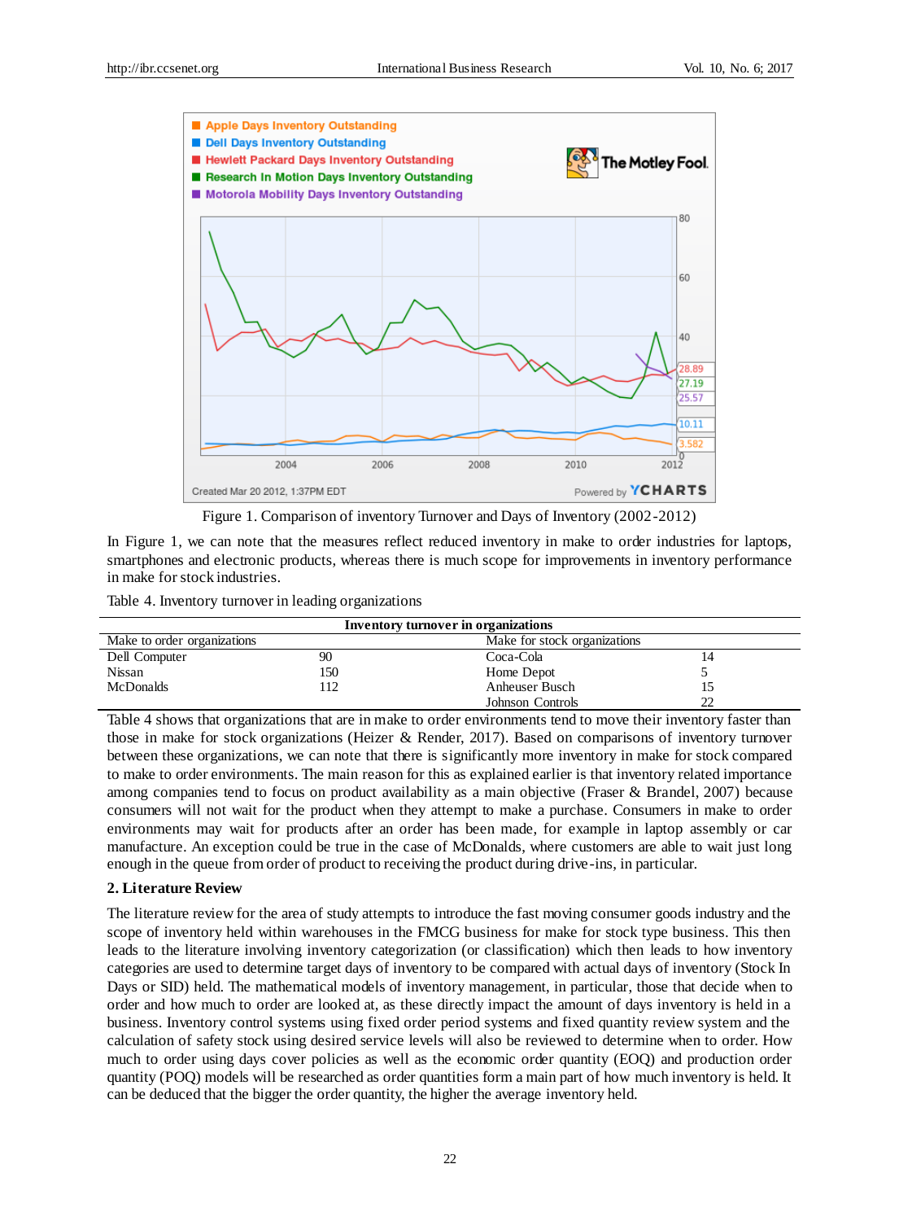Apple Days Inventory Outstanding
Dell Days Inventory Outstanding
Hewlett Packard Days Inventory Outstanding
Research In Motion Days Inventory Outstanding
Motorola Mobility Days Inventory Outstanding

The Motley Fool.

80
60
40
28.89
27.19
25.57
10.11
3.582
0

2004
2006
2008
2010
2012

Created Mar 20 2012, 1:37PM EDT

Powered by YCHARTS

Figure 1. Comparison of inventory Turnover and Days of Inventory (2002-2012)

In Figure 1, we can note that the measures reflect reduced inventory in make to order industries for laptops, smartphones and electronic products, whereas there is much scope for improvements in inventory performance in make for stock industries.

Table 4. Inventory turnover in leading organizations

| Inventory turnover in organizations | | | |
|---|---|---|---|
| Make to order organizations | | Make for stock organizations | |
| Dell Computer | 90 | Coca-Cola | 14 |
| Nissan | 150 | Home Depot | 5 |
| McDonalds | 112 | Anheuser Busch | 15 |
| | | Johnson Controls | 22 |

Table 4 shows that organizations that are in make to order environments tend to move their inventory faster than those in make for stock organizations (Heizer & Render, 2017). Based on comparisons of inventory turnover between these organizations, we can note that there is significantly more inventory in make for stock compared to make to order environments. The main reason for this as explained earlier is that inventory related importance among companies tend to focus on product availability as a main objective (Fraser & Brandel, 2007) because consumers will not wait for the product when they attempt to make a purchase. Consumers in make to order environments may wait for products after an order has been made, for example in laptop assembly or car manufacture. An exception could be true in the case of McDonalds, where customers are able to wait just long enough in the queue from order of product to receiving the product during drive-ins, in particular.

## 2. Literature Review

The literature review for the area of study attempts to introduce the fast moving consumer goods industry and the scope of inventory held within warehouses in the FMCG business for make for stock type business. This then leads to the literature involving inventory categorization (or classification) which then leads to how inventory categories are used to determine target days of inventory to be compared with actual days of inventory (Stock In Days or SID) held. The mathematical models of inventory management, in particular, those that decide when to order and how much to order are looked at, as these directly impact the amount of days inventory is held in a business. Inventory control systems using fixed order period systems and fixed quantity review system and the calculation of safety stock using desired service levels will also be reviewed to determine when to order. How much to order using days cover policies as well as the economic order quantity (EOQ) and production order quantity (POQ) models will be researched as order quantities form a main part of how much inventory is held. It can be deduced that the bigger the order quantity, the higher the average inventory held.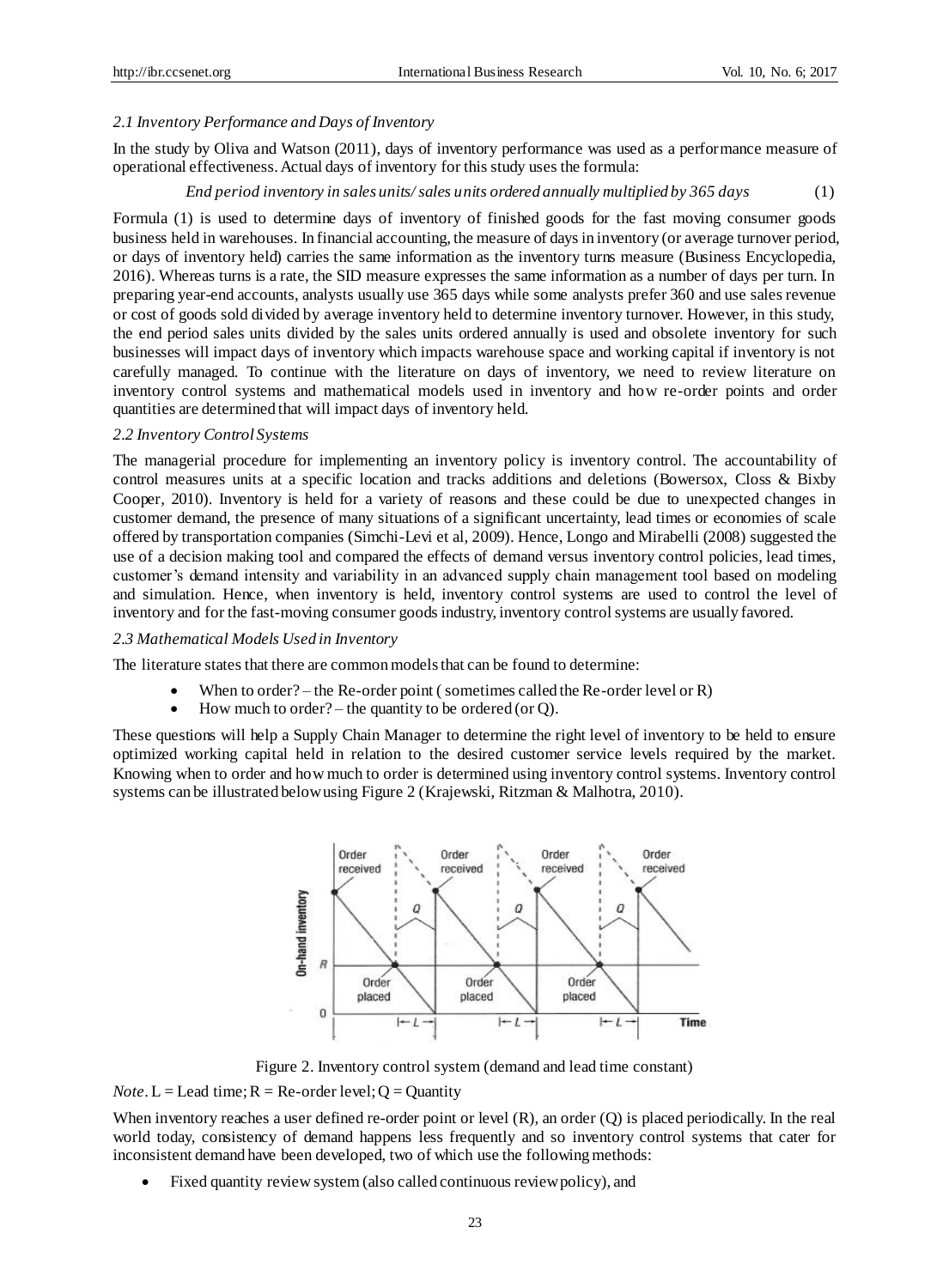### *2.1 Inventory Performance and Days of Inventory*

In the study by Oliva and Watson (2011), days of inventory performance was used as a performance measure of operational effectiveness. Actual days of inventory for this study uses the formula:

*End period inventory in sales units/ sales units ordered annually multiplied by 365 days* (1)

Formula (1) is used to determine days of inventory of finished goods for the fast moving consumer goods business held in warehouses. In financial accounting, the measure of days in inventory (or average turnover period, or days of inventory held) carries the same information as the inventory turns measure (Business Encyclopedia, 2016). Whereas turns is a rate, the SID measure expresses the same information as a number of days per turn. In preparing year-end accounts, analysts usually use 365 days while some analysts prefer 360 and use sales revenue or cost of goods sold divided by average inventory held to determine inventory turnover. However, in this study, the end period sales units divided by the sales units ordered annually is used and obsolete inventory for such businesses will impact days of inventory which impacts warehouse space and working capital if inventory is not carefully managed. To continue with the literature on days of inventory, we need to review literature on inventory control systems and mathematical models used in inventory and how re-order points and order quantities are determined that will impact days of inventory held.

### *2.2 Inventory Control Systems*

The managerial procedure for implementing an inventory policy is inventory control. The accountability of control measures units at a specific location and tracks additions and deletions (Bowersox, Closs & Bixby Cooper, 2010). Inventory is held for a variety of reasons and these could be due to unexpected changes in customer demand, the presence of many situations of a significant uncertainty, lead times or economies of scale offered by transportation companies (Simchi-Levi et al, 2009). Hence, Longo and Mirabelli (2008) suggested the use of a decision making tool and compared the effects of demand versus inventory control policies, lead times, customer's demand intensity and variability in an advanced supply chain management tool based on modeling and simulation. Hence, when inventory is held, inventory control systems are used to control the level of inventory and for the fast-moving consumer goods industry, inventory control systems are usually favored.

### *2.3 Mathematical Models Used in Inventory*

The literature states that there are common models that can be found to determine:

- When to order? – the Re-order point ( sometimes called the Re-order level or R)
- How much to order? – the quantity to be ordered (or Q).

These questions will help a Supply Chain Manager to determine the right level of inventory to be held to ensure optimized working capital held in relation to the desired customer service levels required by the market. Knowing when to order and how much to order is determined using inventory control systems. Inventory control systems can be illustrated below using Figure 2 (Krajewski, Ritzman & Malhotra, 2010).

Order received
Order received
Order received
Order received
Q
Q
Q
On-hand inventory
R
Order placed
Order placed
Order placed
0
L
L
L
Time

Figure 2. Inventory control system (demand and lead time constant)

*Note*. L = Lead time; R = Re-order level; Q = Quantity

When inventory reaches a user defined re-order point or level (R), an order (Q) is placed periodically. In the real world today, consistency of demand happens less frequently and so inventory control systems that cater for inconsistent demand have been developed, two of which use the following methods:

- Fixed quantity review system (also called continuous review policy), and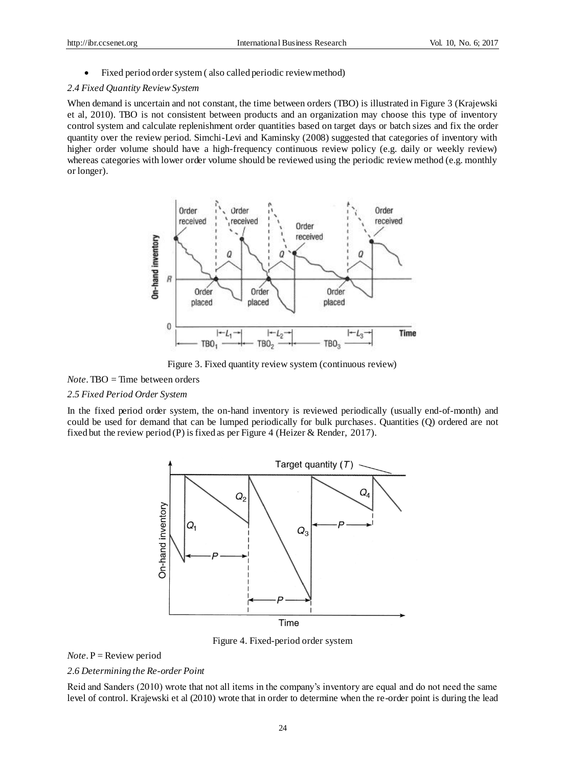- Fixed period order system ( also called periodic review method)

### *2.4 Fixed Quantity Review System*

When demand is uncertain and not constant, the time between orders (TBO) is illustrated in Figure 3 (Krajewski et al, 2010). TBO is not consistent between products and an organization may choose this type of inventory control system and calculate replenishment order quantities based on target days or batch sizes and fix the order quantity over the review period. Simchi-Levi and Kaminsky (2008) suggested that categories of inventory with higher order volume should have a high-frequency continuous review policy (e.g. daily or weekly review) whereas categories with lower order volume should be reviewed using the periodic review method (e.g. monthly or longer).

Figure 3. Fixed quantity review system (continuous review)

*Note*. TBO = Time between orders

### *2.5 Fixed Period Order System*

In the fixed period order system, the on-hand inventory is reviewed periodically (usually end-of-month) and could be used for demand that can be lumped periodically for bulk purchases. Quantities (Q) ordered are not fixed but the review period (P) is fixed as per Figure 4 (Heizer & Render, 2017).

Figure 4. Fixed-period order system

*Note*. P = Review period

### *2.6 Determining the Re-order Point*

Reid and Sanders (2010) wrote that not all items in the company's inventory are equal and do not need the same level of control. Krajewski et al (2010) wrote that in order to determine when the re-order point is during the lead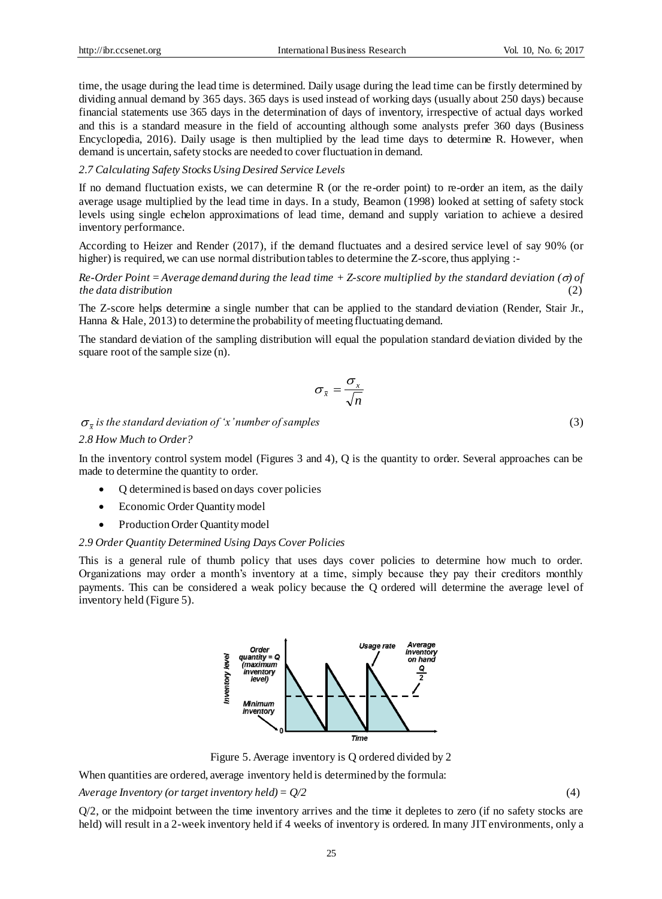time, the usage during the lead time is determined. Daily usage during the lead time can be firstly determined by dividing annual demand by 365 days. 365 days is used instead of working days (usually about 250 days) because financial statements use 365 days in the determination of days of inventory, irrespective of actual days worked and this is a standard measure in the field of accounting although some analysts prefer 360 days (Business Encyclopedia, 2016). Daily usage is then multiplied by the lead time days to determine R. However, when demand is uncertain, safety stocks are needed to cover fluctuation in demand.

### *2.7 Calculating Safety Stocks Using Desired Service Levels*

If no demand fluctuation exists, we can determine R (or the re-order point) to re-order an item, as the daily average usage multiplied by the lead time in days. In a study, Beamon (1998) looked at setting of safety stock levels using single echelon approximations of lead time, demand and supply variation to achieve a desired inventory performance.

According to Heizer and Render (2017), if the demand fluctuates and a desired service level of say 90% (or higher) is required, we can use normal distribution tables to determine the Z-score, thus applying :-

*Re-Order Point = Average demand during the lead time + Z-score multiplied by the standard deviation ($\sigma$) of the data distribution* (2)

The Z-score helps determine a single number that can be applied to the standard deviation (Render, Stair Jr., Hanna & Hale, 2013) to determine the probability of meeting fluctuating demand.

The standard deviation of the sampling distribution will equal the population standard deviation divided by the square root of the sample size (n).

$$\sigma_{\bar{x}} = \frac{\sigma_x}{\sqrt{n}}$$

*$\sigma_{\bar{x}}$ is the standard deviation of 'x' number of samples* (3)

### *2.8 How Much to Order?*

In the inventory control system model (Figures 3 and 4), Q is the quantity to order. Several approaches can be made to determine the quantity to order.

- Q determined is based on days cover policies
- Economic Order Quantity model
- Production Order Quantity model

### *2.9 Order Quantity Determined Using Days Cover Policies*

This is a general rule of thumb policy that uses days cover policies to determine how much to order. Organizations may order a month's inventory at a time, simply because they pay their creditors monthly payments. This can be considered a weak policy because the Q ordered will determine the average level of inventory held (Figure 5).

Figure 5. Average inventory is Q ordered divided by 2

When quantities are ordered, average inventory held is determined by the formula:

*Average Inventory (or target inventory held) = Q/2* (4)

Q/2, or the midpoint between the time inventory arrives and the time it depletes to zero (if no safety stocks are held) will result in a 2-week inventory held if 4 weeks of inventory is ordered. In many JIT environments, only a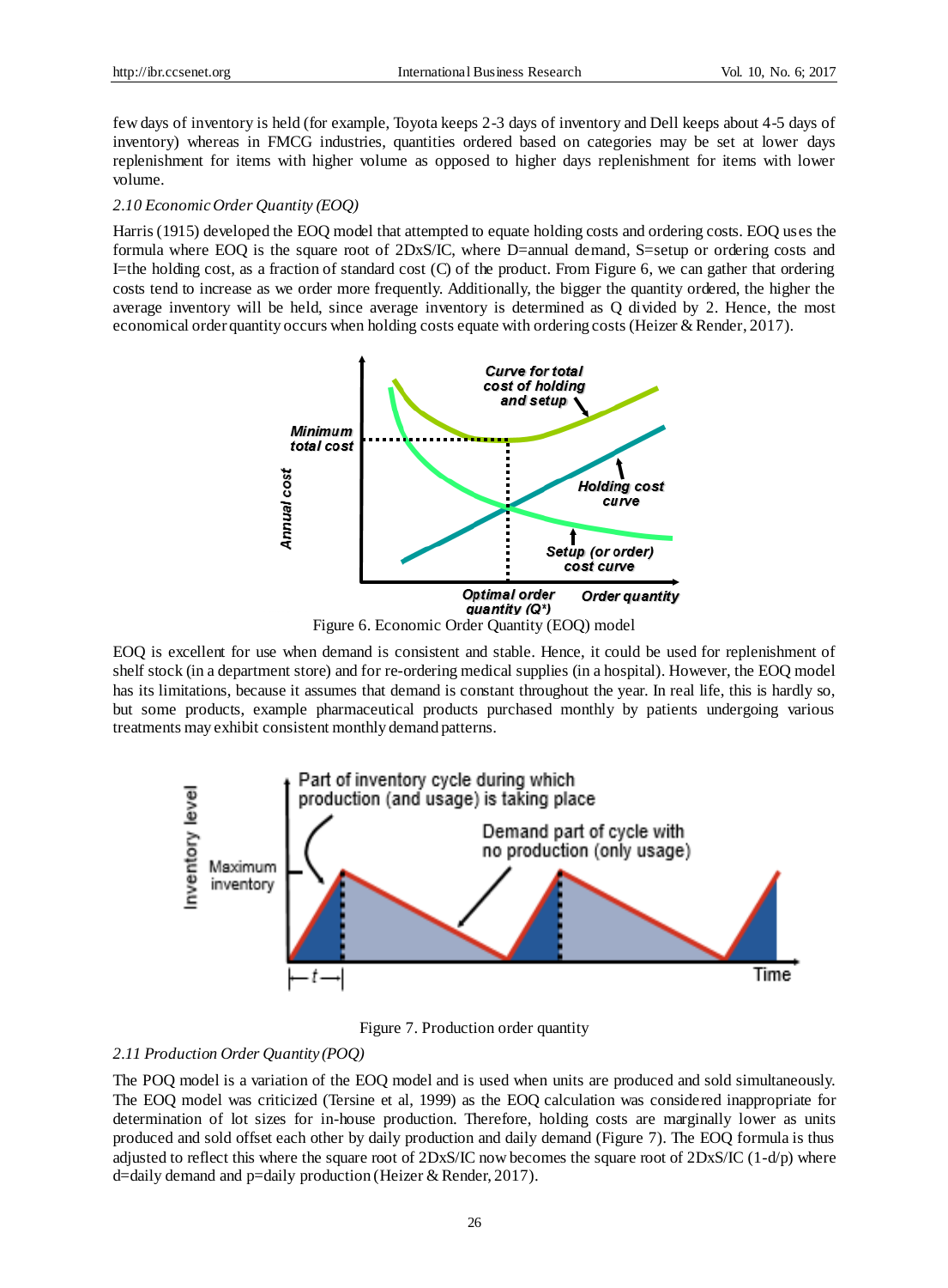few days of inventory is held (for example, Toyota keeps 2-3 days of inventory and Dell keeps about 4-5 days of inventory) whereas in FMCG industries, quantities ordered based on categories may be set at lower days replenishment for items with higher volume as opposed to higher days replenishment for items with lower volume.

### *2.10 Economic Order Quantity (EOQ)*

Harris (1915) developed the EOQ model that attempted to equate holding costs and ordering costs. EOQ uses the formula where EOQ is the square root of 2DxS/IC, where D=annual demand, S=setup or ordering costs and I=the holding cost, as a fraction of standard cost (C) of the product. From Figure 6, we can gather that ordering costs tend to increase as we order more frequently. Additionally, the bigger the quantity ordered, the higher the average inventory will be held, since average inventory is determined as Q divided by 2. Hence, the most economical order quantity occurs when holding costs equate with ordering costs (Heizer & Render, 2017).

Figure 6. Economic Order Quantity (EOQ) model

EOQ is excellent for use when demand is consistent and stable. Hence, it could be used for replenishment of shelf stock (in a department store) and for re-ordering medical supplies (in a hospital). However, the EOQ model has its limitations, because it assumes that demand is constant throughout the year. In real life, this is hardly so, but some products, example pharmaceutical products purchased monthly by patients undergoing various treatments may exhibit consistent monthly demand patterns.

Figure 7. Production order quantity

### *2.11 Production Order Quantity (POQ)*

The POQ model is a variation of the EOQ model and is used when units are produced and sold simultaneously. The EOQ model was criticized (Tersine et al, 1999) as the EOQ calculation was considered inappropriate for determination of lot sizes for in-house production. Therefore, holding costs are marginally lower as units produced and sold offset each other by daily production and daily demand (Figure 7). The EOQ formula is thus adjusted to reflect this where the square root of 2DxS/IC now becomes the square root of 2DxS/IC (1-d/p) where d=daily demand and p=daily production (Heizer & Render, 2017).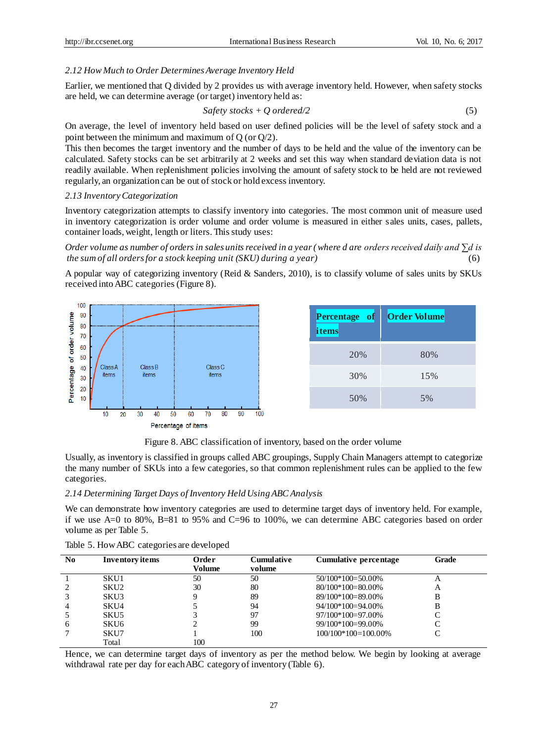*2.12 How Much to Order Determines Average Inventory Held*

Earlier, we mentioned that Q divided by 2 provides us with average inventory held. However, when safety stocks are held, we can determine average (or target) inventory held as:

$$Safety\ stocks + Q\ ordered/2 \quad (5)$$

On average, the level of inventory held based on user defined policies will be the level of safety stock and a point between the minimum and maximum of Q (or Q/2).

This then becomes the target inventory and the number of days to be held and the value of the inventory can be calculated. Safety stocks can be set arbitrarily at 2 weeks and set this way when standard deviation data is not readily available. When replenishment policies involving the amount of safety stock to be held are not reviewed regularly, an organization can be out of stock or hold excess inventory.

*2.13 Inventory Categorization*

Inventory categorization attempts to classify inventory into categories. The most common unit of measure used in inventory categorization is order volume and order volume is measured in either sales units, cases, pallets, container loads, weight, length or liters. This study uses:

*Order volume as number of orders in sales units received in a year (where d are orders received daily and $\sum d$ is the sum of all orders for a stock keeping unit (SKU) during a year)* (6)

A popular way of categorizing inventory (Reid & Sanders, 2010), is to classify volume of sales units by SKUs received into ABC categories (Figure 8).

| Percentage of items | Order Volume |
|---|---|
| 20% | 80% |
| 30% | 15% |
| 50% | 5% |

Figure 8. ABC classification of inventory, based on the order volume

Usually, as inventory is classified in groups called ABC groupings, Supply Chain Managers attempt to categorize the many number of SKUs into a few categories, so that common replenishment rules can be applied to the few categories.

*2.14 Determining Target Days of Inventory Held Using ABC Analysis*

We can demonstrate how inventory categories are used to determine target days of inventory held. For example, if we use A=0 to 80%, B=81 to 95% and C=96 to 100%, we can determine ABC categories based on order volume as per Table 5.

Table 5. How ABC categories are developed

| No | Inventory items | Order Volume | Cumulative volume | Cumulative percentage | Grade |
|---|---|---|---|---|---|
| 1 | SKU1 | 50 | 50 | 50/100*100=50.00% | A |
| 2 | SKU2 | 30 | 80 | 80/100*100=80.00% | A |
| 3 | SKU3 | 9 | 89 | 89/100*100=89.00% | B |
| 4 | SKU4 | 5 | 94 | 94/100*100=94.00% | B |
| 5 | SKU5 | 3 | 97 | 97/100*100=97.00% | C |
| 6 | SKU6 | 2 | 99 | 99/100*100=99.00% | C |
| 7 | SKU7 | 1 | 100 | 100/100*100=100.00% | C |
| | Total | 100 | | | |

Hence, we can determine target days of inventory as per the method below. We begin by looking at average withdrawal rate per day for each ABC category of inventory (Table 6).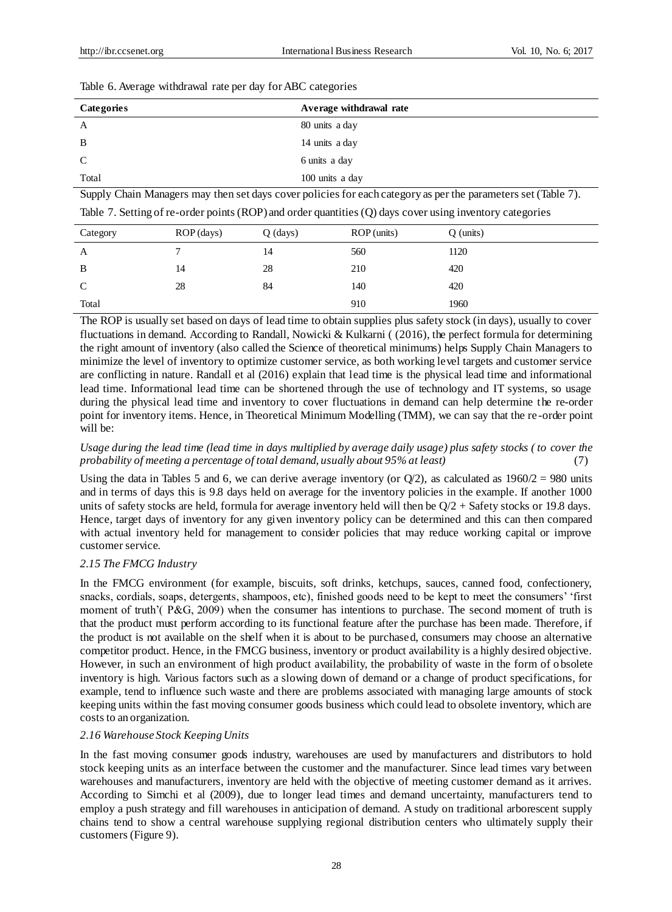Table 6. Average withdrawal rate per day for ABC categories

| Categories | Average withdrawal rate |
|---|---|
| A | 80 units a day |
| B | 14 units a day |
| C | 6 units a day |
| Total | 100 units a day |

Supply Chain Managers may then set days cover policies for each category as per the parameters set (Table 7).

Table 7. Setting of re-order points (ROP) and order quantities (Q) days cover using inventory categories

| Category | ROP (days) | Q (days) | ROP (units) | Q (units) |
|---|---|---|---|---|
| A | 7 | 14 | 560 | 1120 |
| B | 14 | 28 | 210 | 420 |
| C | 28 | 84 | 140 | 420 |
| Total | | | 910 | 1960 |

The ROP is usually set based on days of lead time to obtain supplies plus safety stock (in days), usually to cover fluctuations in demand. According to Randall, Nowicki & Kulkarni ( (2016), the perfect formula for determining the right amount of inventory (also called the Science of theoretical minimums) helps Supply Chain Managers to minimize the level of inventory to optimize customer service, as both working level targets and customer service are conflicting in nature. Randall et al (2016) explain that lead time is the physical lead time and informational lead time. Informational lead time can be shortened through the use of technology and IT systems, so usage during the physical lead time and inventory to cover fluctuations in demand can help determine the re-order point for inventory items. Hence, in Theoretical Minimum Modelling (TMM), we can say that the re-order point will be:

*Usage during the lead time (lead time in days multiplied by average daily usage) plus safety stocks ( to cover the probability of meeting a percentage of total demand, usually about 95% at least)* (7)

Using the data in Tables 5 and 6, we can derive average inventory (or Q/2), as calculated as 1960/2 = 980 units and in terms of days this is 9.8 days held on average for the inventory policies in the example. If another 1000 units of safety stocks are held, formula for average inventory held will then be Q/2 + Safety stocks or 19.8 days. Hence, target days of inventory for any given inventory policy can be determined and this can then compared with actual inventory held for management to consider policies that may reduce working capital or improve customer service.

### *2.15 The FMCG Industry*

In the FMCG environment (for example, biscuits, soft drinks, ketchups, sauces, canned food, confectionery, snacks, cordials, soaps, detergents, shampoos, etc), finished goods need to be kept to meet the consumers' 'first moment of truth'( P&G, 2009) when the consumer has intentions to purchase. The second moment of truth is that the product must perform according to its functional feature after the purchase has been made. Therefore, if the product is not available on the shelf when it is about to be purchased, consumers may choose an alternative competitor product. Hence, in the FMCG business, inventory or product availability is a highly desired objective. However, in such an environment of high product availability, the probability of waste in the form of obsolete inventory is high. Various factors such as a slowing down of demand or a change of product specifications, for example, tend to influence such waste and there are problems associated with managing large amounts of stock keeping units within the fast moving consumer goods business which could lead to obsolete inventory, which are costs to an organization.

### *2.16 Warehouse Stock Keeping Units*

In the fast moving consumer goods industry, warehouses are used by manufacturers and distributors to hold stock keeping units as an interface between the customer and the manufacturer. Since lead times vary between warehouses and manufacturers, inventory are held with the objective of meeting customer demand as it arrives. According to Simchi et al (2009), due to longer lead times and demand uncertainty, manufacturers tend to employ a push strategy and fill warehouses in anticipation of demand. A study on traditional arborescent supply chains tend to show a central warehouse supplying regional distribution centers who ultimately supply their customers (Figure 9).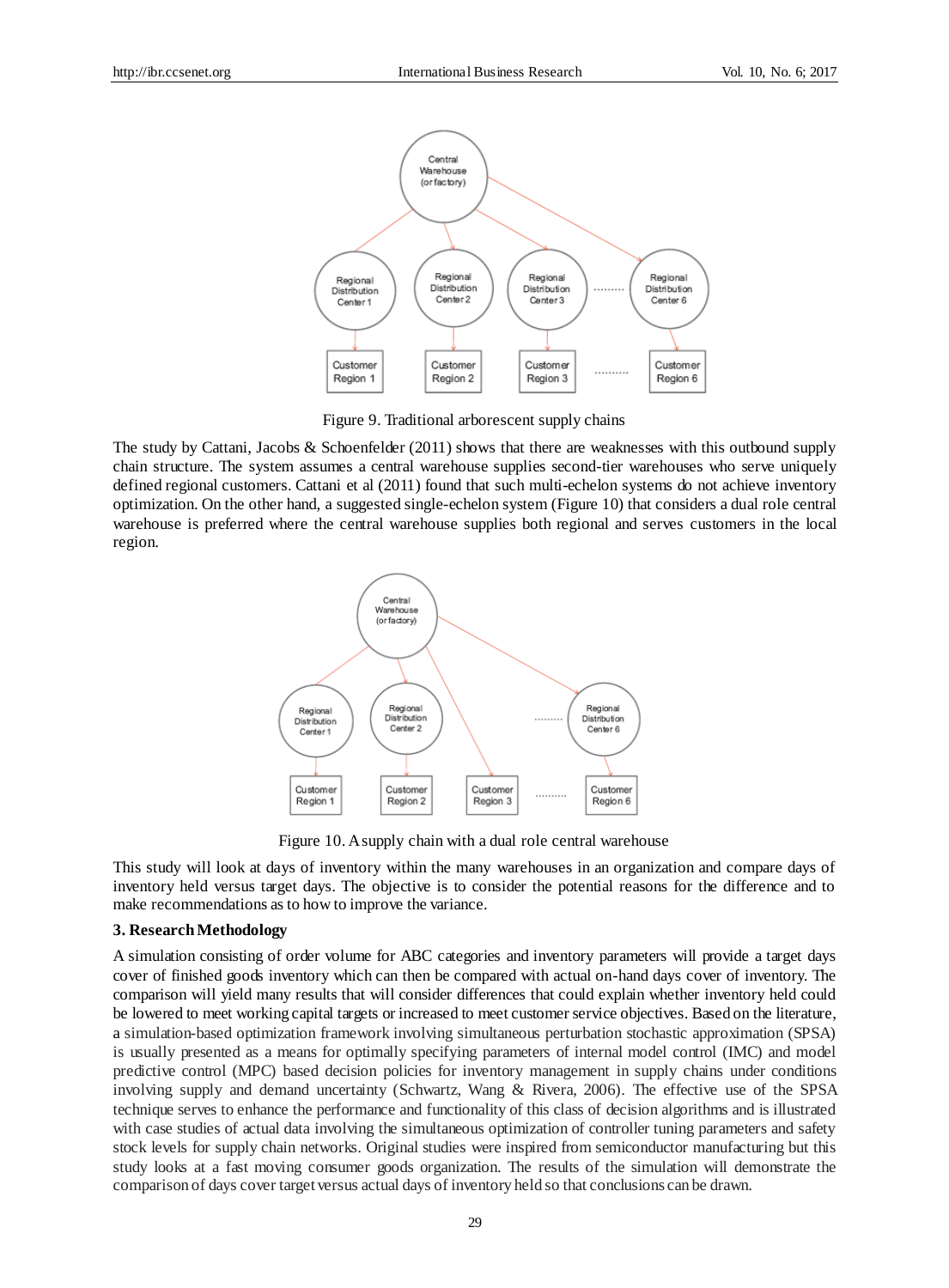Figure 9. Traditional arborescent supply chains

The study by Cattani, Jacobs & Schoenfelder (2011) shows that there are weaknesses with this outbound supply chain structure. The system assumes a central warehouse supplies second-tier warehouses who serve uniquely defined regional customers. Cattani et al (2011) found that such multi-echelon systems do not achieve inventory optimization. On the other hand, a suggested single-echelon system (Figure 10) that considers a dual role central warehouse is preferred where the central warehouse supplies both regional and serves customers in the local region.

Figure 10. A supply chain with a dual role central warehouse

This study will look at days of inventory within the many warehouses in an organization and compare days of inventory held versus target days. The objective is to consider the potential reasons for the difference and to make recommendations as to how to improve the variance.

### 3. Research Methodology

A simulation consisting of order volume for ABC categories and inventory parameters will provide a target days cover of finished goods inventory which can then be compared with actual on-hand days cover of inventory. The comparison will yield many results that will consider differences that could explain whether inventory held could be lowered to meet working capital targets or increased to meet customer service objectives. Based on the literature, a simulation-based optimization framework involving simultaneous perturbation stochastic approximation (SPSA) is usually presented as a means for optimally specifying parameters of internal model control (IMC) and model predictive control (MPC) based decision policies for inventory management in supply chains under conditions involving supply and demand uncertainty (Schwartz, Wang & Rivera, 2006). The effective use of the SPSA technique serves to enhance the performance and functionality of this class of decision algorithms and is illustrated with case studies of actual data involving the simultaneous optimization of controller tuning parameters and safety stock levels for supply chain networks. Original studies were inspired from semiconductor manufacturing but this study looks at a fast moving consumer goods organization. The results of the simulation will demonstrate the comparison of days cover target versus actual days of inventory held so that conclusions can be drawn.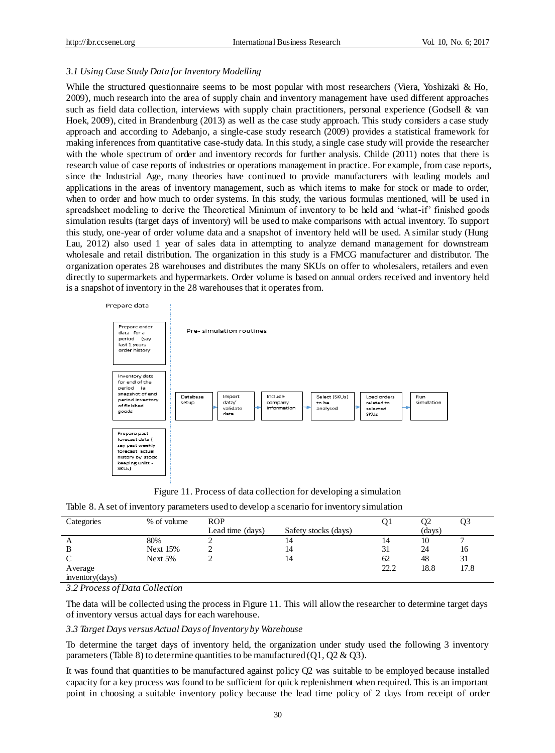### *3.1 Using Case Study Data for Inventory Modelling*

While the structured questionnaire seems to be most popular with most researchers (Viera, Yoshizaki & Ho, 2009), much research into the area of supply chain and inventory management have used different approaches such as field data collection, interviews with supply chain practitioners, personal experience (Godsell & van Hoek, 2009), cited in Brandenburg (2013) as well as the case study approach. This study considers a case study approach and according to Adebanjo, a single-case study research (2009) provides a statistical framework for making inferences from quantitative case-study data. In this study, a single case study will provide the researcher with the whole spectrum of order and inventory records for further analysis. Childe (2011) notes that there is research value of case reports of industries or operations management in practice. For example, from case reports, since the Industrial Age, many theories have continued to provide manufacturers with leading models and applications in the areas of inventory management, such as which items to make for stock or made to order, when to order and how much to order systems. In this study, the various formulas mentioned, will be used in spreadsheet modeling to derive the Theoretical Minimum of inventory to be held and 'what-if' finished goods simulation results (target days of inventory) will be used to make comparisons with actual inventory. To support this study, one-year of order volume data and a snapshot of inventory held will be used. A similar study (Hung Lau, 2012) also used 1 year of sales data in attempting to analyze demand management for downstream wholesale and retail distribution. The organization in this study is a FMCG manufacturer and distributor. The organization operates 28 warehouses and distributes the many SKUs on offer to wholesalers, retailers and even directly to supermarkets and hypermarkets. Order volume is based on annual orders received and inventory held is a snapshot of inventory in the 28 warehouses that it operates from.

Figure 11. Process of data collection for developing a simulation

Table 8. A set of inventory parameters used to develop a scenario for inventory simulation

| Categories | % of volume | ROP | | Q1 | Q2 | Q3 |
|---|---|---|---|---|---|---|
| | | Lead time (days) | Safety stocks (days) | | (days) | |
| A | 80% | 2 | 14 | 14 | 10 | 7 |
| B | Next 15% | 2 | 14 | 31 | 24 | 16 |
| C | Next 5% | 2 | 14 | 62 | 48 | 31 |
| Average inventory(days) | | | | 22.2 | 18.8 | 17.8 |

### *3.2 Process of Data Collection*

The data will be collected using the process in Figure 11. This will allow the researcher to determine target days of inventory versus actual days for each warehouse.

### *3.3 Target Days versus Actual Days of Inventory by Warehouse*

To determine the target days of inventory held, the organization under study used the following 3 inventory parameters (Table 8) to determine quantities to be manufactured (Q1, Q2 & Q3).

It was found that quantities to be manufactured against policy Q2 was suitable to be employed because installed capacity for a key process was found to be sufficient for quick replenishment when required. This is an important point in choosing a suitable inventory policy because the lead time policy of 2 days from receipt of order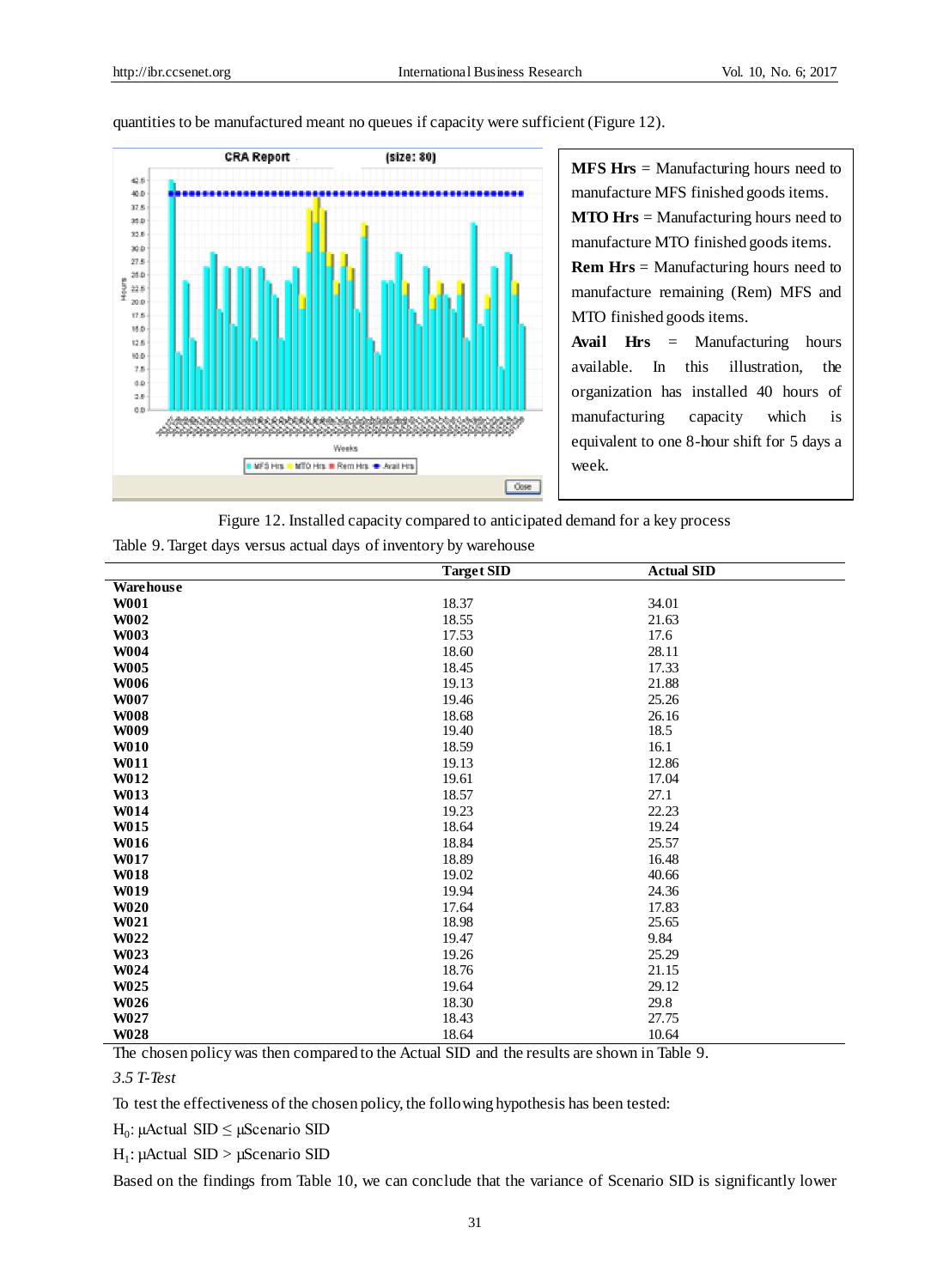quantities to be manufactured meant no queues if capacity were sufficient (Figure 12).

**MFS Hrs** = Manufacturing hours need to manufacture MFS finished goods items.

**MTO Hrs** = Manufacturing hours need to manufacture MTO finished goods items.

**Rem Hrs** = Manufacturing hours need to manufacture remaining (Rem) MFS and MTO finished goods items.

**Avail Hrs** = Manufacturing hours available. In this illustration, the organization has installed 40 hours of manufacturing capacity which is equivalent to one 8-hour shift for 5 days a week.

Figure 12. Installed capacity compared to anticipated demand for a key process

Table 9. Target days versus actual days of inventory by warehouse

| | Target SID | Actual SID |
|---|---|---|
| **Warehouse** | | |
| **W001** | 18.37 | 34.01 |
| **W002** | 18.55 | 21.63 |
| **W003** | 17.53 | 17.6 |
| **W004** | 18.60 | 28.11 |
| **W005** | 18.45 | 17.33 |
| **W006** | 19.13 | 21.88 |
| **W007** | 19.46 | 25.26 |
| **W008** | 18.68 | 26.16 |
| **W009** | 19.40 | 18.5 |
| **W010** | 18.59 | 16.1 |
| **W011** | 19.13 | 12.86 |
| **W012** | 19.61 | 17.04 |
| **W013** | 18.57 | 27.1 |
| **W014** | 19.23 | 22.23 |
| **W015** | 18.64 | 19.24 |
| **W016** | 18.84 | 25.57 |
| **W017** | 18.89 | 16.48 |
| **W018** | 19.02 | 40.66 |
| **W019** | 19.94 | 24.36 |
| **W020** | 17.64 | 17.83 |
| **W021** | 18.98 | 25.65 |
| **W022** | 19.47 | 9.84 |
| **W023** | 19.26 | 25.29 |
| **W024** | 18.76 | 21.15 |
| **W025** | 19.64 | 29.12 |
| **W026** | 18.30 | 29.8 |
| **W027** | 18.43 | 27.75 |
| **W028** | 18.64 | 10.64 |

The chosen policy was then compared to the Actual SID and the results are shown in Table 9.

### *3.5 T-Test*

To test the effectiveness of the chosen policy, the following hypothesis has been tested:

$H_0$: µActual SID ≤ µScenario SID

$H_1$: µActual SID > µScenario SID

Based on the findings from Table 10, we can conclude that the variance of Scenario SID is significantly lower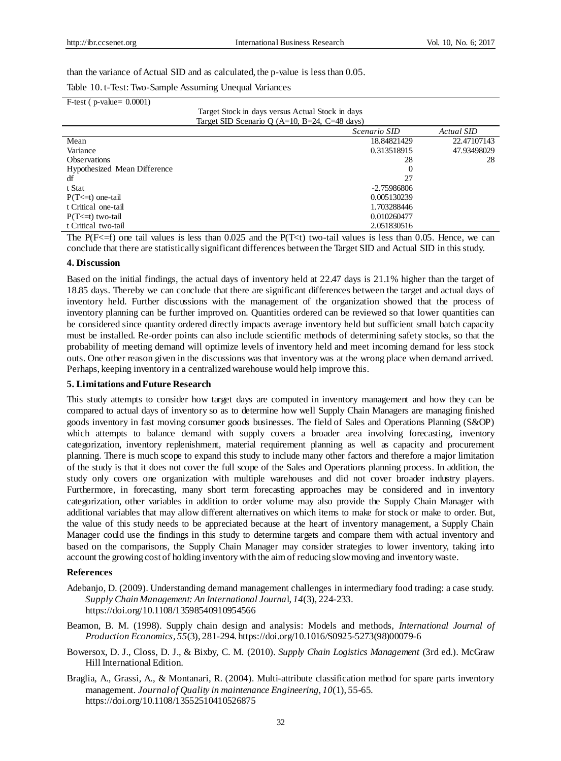than the variance of Actual SID and as calculated, the p-value is less than 0.05.

Table 10. t-Test: Two-Sample Assuming Unequal Variances

| F-test ( p-value= 0.0001) | | |
|---|---|---|
| Target Stock in days versus Actual Stock in days | | |
| Target SID Scenario Q (A=10, B=24, C=48 days) | | |
| | *Scenario SID* | *Actual SID* |
| Mean | 18.84821429 | 22.47107143 |
| Variance | 0.313518915 | 47.93498029 |
| Observations | 28 | 28 |
| Hypothesized Mean Difference | 0 | |
| df | 27 | |
| t Stat | -2.75986806 | |
| P(T<=t) one-tail | 0.005130239 | |
| t Critical one-tail | 1.703288446 | |
| P(T<=t) two-tail | 0.010260477 | |
| t Critical two-tail | 2.051830516 | |

The P(F<=f) one tail values is less than 0.025 and the P(T<t) two-tail values is less than 0.05. Hence, we can conclude that there are statistically significant differences between the Target SID and Actual SID in this study.

### 4. Discussion

Based on the initial findings, the actual days of inventory held at 22.47 days is 21.1% higher than the target of 18.85 days. Thereby we can conclude that there are significant differences between the target and actual days of inventory held. Further discussions with the management of the organization showed that the process of inventory planning can be further improved on. Quantities ordered can be reviewed so that lower quantities can be considered since quantity ordered directly impacts average inventory held but sufficient small batch capacity must be installed. Re-order points can also include scientific methods of determining safety stocks, so that the probability of meeting demand will optimize levels of inventory held and meet incoming demand for less stock outs. One other reason given in the discussions was that inventory was at the wrong place when demand arrived. Perhaps, keeping inventory in a centralized warehouse would help improve this.

### 5. Limitations and Future Research

This study attempts to consider how target days are computed in inventory management and how they can be compared to actual days of inventory so as to determine how well Supply Chain Managers are managing finished goods inventory in fast moving consumer goods businesses. The field of Sales and Operations Planning (S&OP) which attempts to balance demand with supply covers a broader area involving forecasting, inventory categorization, inventory replenishment, material requirement planning as well as capacity and procurement planning. There is much scope to expand this study to include many other factors and therefore a major limitation of the study is that it does not cover the full scope of the Sales and Operations planning process. In addition, the study only covers one organization with multiple warehouses and did not cover broader industry players. Furthermore, in forecasting, many short term forecasting approaches may be considered and in inventory categorization, other variables in addition to order volume may also provide the Supply Chain Manager with additional variables that may allow different alternatives on which items to make for stock or make to order. But, the value of this study needs to be appreciated because at the heart of inventory management, a Supply Chain Manager could use the findings in this study to determine targets and compare them with actual inventory and based on the comparisons, the Supply Chain Manager may consider strategies to lower inventory, taking into account the growing cost of holding inventory with the aim of reducing slow moving and inventory waste.

### References

Adebanjo, D. (2009). Understanding demand management challenges in intermediary food trading: a case study. *Supply Chain Management: An International Journa*l, *14*(3), 224-233. https://doi.org/10.1108/13598540910954566

Beamon, B. M. (1998). Supply chain design and analysis: Models and methods, *International Journal of Production Economics*, *55*(3), 281-294. https://doi.org/10.1016/S0925-5273(98)00079-6

Bowersox, D. J., Closs, D. J., & Bixby, C. M. (2010). *Supply Chain Logistics Management* (3rd ed.). McGraw Hill International Edition.

Braglia, A., Grassi, A., & Montanari, R. (2004). Multi-attribute classification method for spare parts inventory management. *Journal of Quality in maintenance Engineering, 10*(1), 55-65. https://doi.org/10.1108/13552510410526875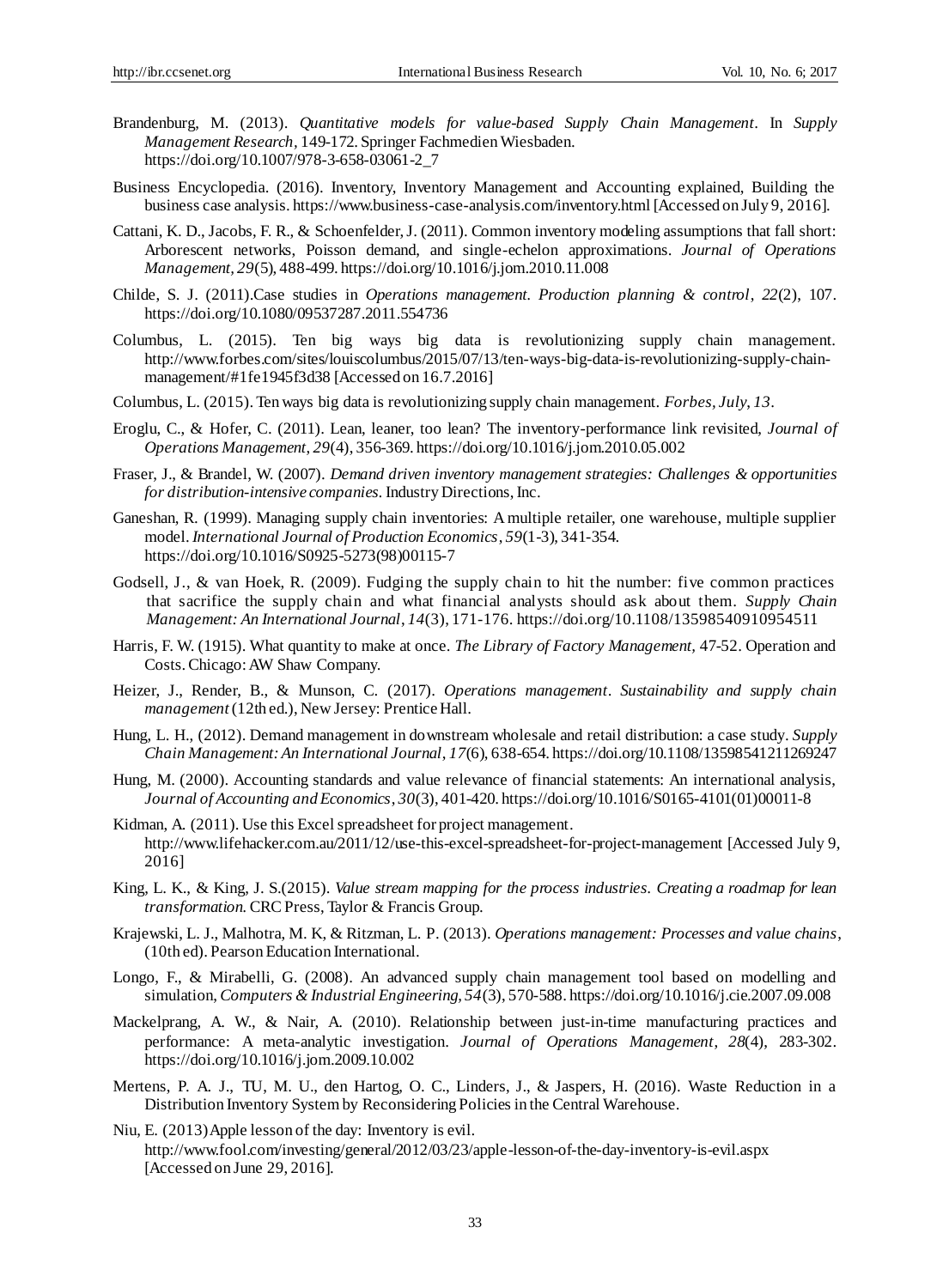Brandenburg, M. (2013). *Quantitative models for value-based Supply Chain Management*. In *Supply Management Research*, 149-172. Springer Fachmedien Wiesbaden. https://doi.org/10.1007/978-3-658-03061-2_7

Business Encyclopedia. (2016). Inventory, Inventory Management and Accounting explained, Building the business case analysis. https://www.business-case-analysis.com/inventory.html [Accessed on July 9, 2016].

Cattani, K. D., Jacobs, F. R., & Schoenfelder, J. (2011). Common inventory modeling assumptions that fall short: Arborescent networks, Poisson demand, and single-echelon approximations. *Journal of Operations Management*, *29*(5), 488-499. https://doi.org/10.1016/j.jom.2010.11.008

Childe, S. J. (2011).Case studies in *Operations management. Production planning & control*, *22*(2), 107. https://doi.org/10.1080/09537287.2011.554736

Columbus, L. (2015). Ten big ways big data is revolutionizing supply chain management. http://www.forbes.com/sites/louiscolumbus/2015/07/13/ten-ways-big-data-is-revolutionizing-supply-chain-management/#1fe1945f3d38 [Accessed on 16.7.2016]

Columbus, L. (2015). Ten ways big data is revolutionizing supply chain management. *Forbes, July*, *13*.

Eroglu, C., & Hofer, C. (2011). Lean, leaner, too lean? The inventory-performance link revisited, *Journal of Operations Management*, *29*(4), 356-369. https://doi.org/10.1016/j.jom.2010.05.002

Fraser, J., & Brandel, W. (2007). *Demand driven inventory management strategies: Challenges & opportunities for distribution-intensive companies*. Industry Directions, Inc.

Ganeshan, R. (1999). Managing supply chain inventories: A multiple retailer, one warehouse, multiple supplier model. *International Journal of Production Economics*, *59*(1-3), 341-354. https://doi.org/10.1016/S0925-5273(98)00115-7

Godsell, J., & van Hoek, R. (2009). Fudging the supply chain to hit the number: five common practices that sacrifice the supply chain and what financial analysts should ask about them. *Supply Chain Management: An International Journal*, *14*(3), 171-176. https://doi.org/10.1108/13598540910954511

Harris, F. W. (1915). What quantity to make at once. *The Library of Factory Management*, 47-52. Operation and Costs. Chicago: AW Shaw Company.

Heizer, J., Render, B., & Munson, C. (2017). *Operations management. Sustainability and supply chain management* (12th ed.), New Jersey: Prentice Hall.

Hung, L. H., (2012). Demand management in downstream wholesale and retail distribution: a case study. *Supply Chain Management: An International Journal*, *17*(6), 638-654. https://doi.org/10.1108/13598541211269247

Hung, M. (2000). Accounting standards and value relevance of financial statements: An international analysis, *Journal of Accounting and Economics*, *30*(3), 401-420. https://doi.org/10.1016/S0165-4101(01)00011-8

Kidman, A. (2011). Use this Excel spreadsheet for project management. http://www.lifehacker.com.au/2011/12/use-this-excel-spreadsheet-for-project-management [Accessed July 9, 2016]

King, L. K., & King, J. S.(2015). *Value stream mapping for the process industries. Creating a roadmap for lean transformation.* CRC Press, Taylor & Francis Group.

Krajewski, L. J., Malhotra, M. K, & Ritzman, L. P. (2013). *Operations management: Processes and value chains*, (10th ed). Pearson Education International.

Longo, F., & Mirabelli, G. (2008). An advanced supply chain management tool based on modelling and simulation, *Computers & Industrial Engineering, 54*(3), 570-588. https://doi.org/10.1016/j.cie.2007.09.008

Mackelprang, A. W., & Nair, A. (2010). Relationship between just-in-time manufacturing practices and performance: A meta-analytic investigation. *Journal of Operations Management*, *28*(4), 283-302. https://doi.org/10.1016/j.jom.2009.10.002

Mertens, P. A. J., TU, M. U., den Hartog, O. C., Linders, J., & Jaspers, H. (2016). Waste Reduction in a Distribution Inventory System by Reconsidering Policies in the Central Warehouse.

Niu, E. (2013) Apple lesson of the day: Inventory is evil. http://www.fool.com/investing/general/2012/03/23/apple-lesson-of-the-day-inventory-is-evil.aspx [Accessed on June 29, 2016].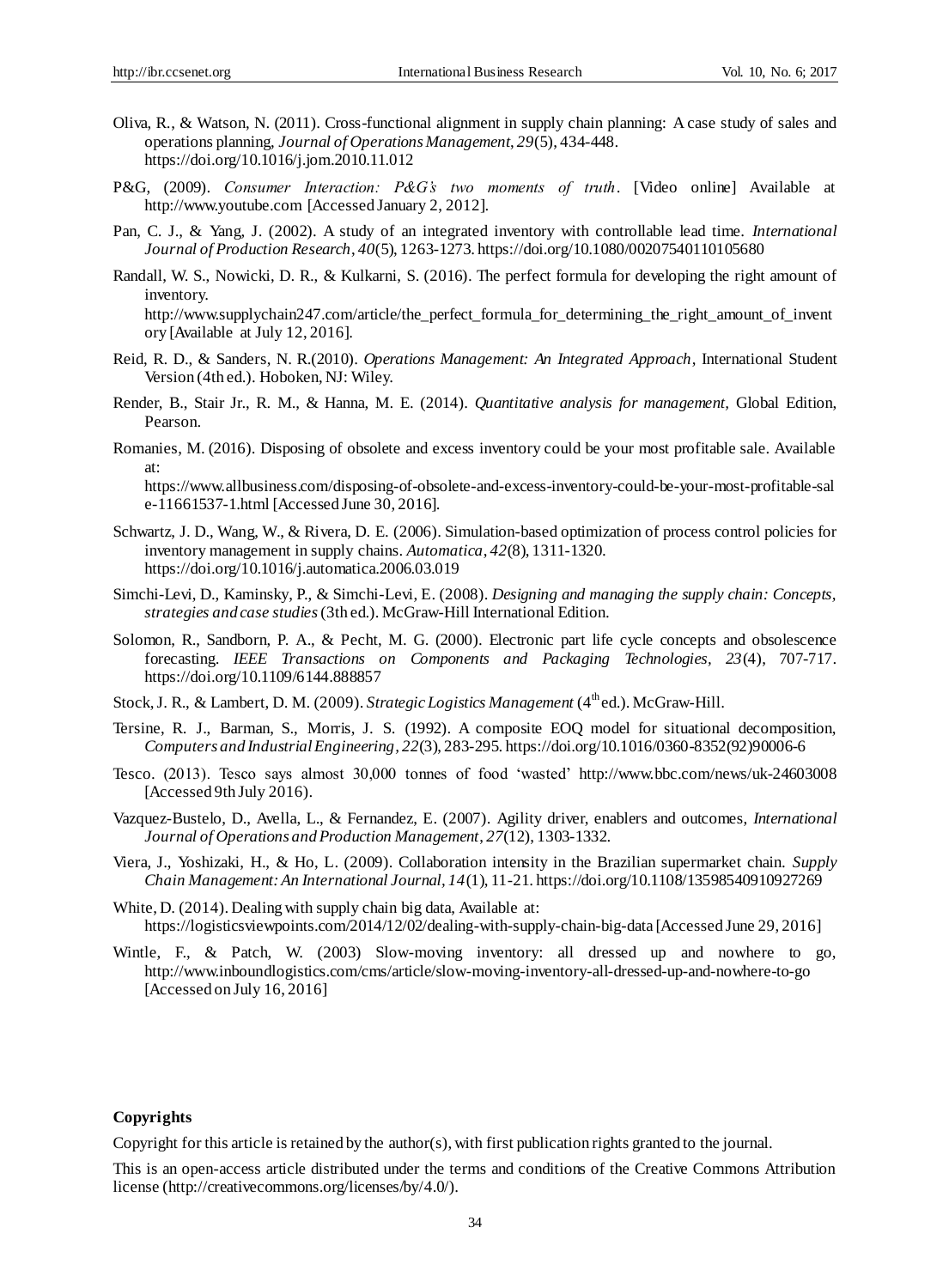Oliva, R., & Watson, N. (2011). Cross-functional alignment in supply chain planning: A case study of sales and operations planning, *Journal of Operations Management*, *29*(5), 434-448. https://doi.org/10.1016/j.jom.2010.11.012

P&G, (2009). *Consumer Interaction: P&G's two moments of truth*. [Video online] Available at http://www.youtube.com [Accessed January 2, 2012].

Pan, C. J., & Yang, J. (2002). A study of an integrated inventory with controllable lead time. *International Journal of Production Research*, *40*(5), 1263-1273. https://doi.org/10.1080/00207540110105680

Randall, W. S., Nowicki, D. R., & Kulkarni, S. (2016). The perfect formula for developing the right amount of inventory. http://www.supplychain247.com/article/the_perfect_formula_for_determining_the_right_amount_of_inventory [Available at July 12, 2016].

Reid, R. D., & Sanders, N. R.(2010). *Operations Management: An Integrated Approach*, International Student Version (4th ed.). Hoboken, NJ: Wiley.

Render, B., Stair Jr., R. M., & Hanna, M. E. (2014). *Quantitative analysis for management*, Global Edition, Pearson.

Romanies, M. (2016). Disposing of obsolete and excess inventory could be your most profitable sale. Available at: https://www.allbusiness.com/disposing-of-obsolete-and-excess-inventory-could-be-your-most-profitable-sale-11661537-1.html [Accessed June 30, 2016].

Schwartz, J. D., Wang, W., & Rivera, D. E. (2006). Simulation-based optimization of process control policies for inventory management in supply chains. *Automatica*, *42*(8), 1311-1320. https://doi.org/10.1016/j.automatica.2006.03.019

Simchi-Levi, D., Kaminsky, P., & Simchi-Levi, E. (2008). *Designing and managing the supply chain: Concepts, strategies and case studies* (3th ed.). McGraw-Hill International Edition.

Solomon, R., Sandborn, P. A., & Pecht, M. G. (2000). Electronic part life cycle concepts and obsolescence forecasting. *IEEE Transactions on Components and Packaging Technologies*, *23*(4), 707-717. https://doi.org/10.1109/6144.888857

Stock, J. R., & Lambert, D. M. (2009). *Strategic Logistics Management* (4th ed.). McGraw-Hill.

Tersine, R. J., Barman, S., Morris, J. S. (1992). A composite EOQ model for situational decomposition, *Computers and Industrial Engineering*, *22*(3), 283-295. https://doi.org/10.1016/0360-8352(92)90006-6

Tesco. (2013). Tesco says almost 30,000 tonnes of food 'wasted' http://www.bbc.com/news/uk-24603008 [Accessed 9th July 2016).

Vazquez-Bustelo, D., Avella, L., & Fernandez, E. (2007). Agility driver, enablers and outcomes, *International Journal of Operations and Production Management*, *27*(12), 1303-1332.

Viera, J., Yoshizaki, H., & Ho, L. (2009). Collaboration intensity in the Brazilian supermarket chain. *Supply Chain Management: An International Journal*, *14*(1), 11-21. https://doi.org/10.1108/13598540910927269

White, D. (2014). Dealing with supply chain big data, Available at: https://logisticsviewpoints.com/2014/12/02/dealing-with-supply-chain-big-data [Accessed June 29, 2016]

Wintle, F., & Patch, W. (2003) Slow-moving inventory: all dressed up and nowhere to go, http://www.inboundlogistics.com/cms/article/slow-moving-inventory-all-dressed-up-and-nowhere-to-go [Accessed on July 16, 2016]

**Copyrights**

Copyright for this article is retained by the author(s), with first publication rights granted to the journal.

This is an open-access article distributed under the terms and conditions of the Creative Commons Attribution license (http://creativecommons.org/licenses/by/4.0/).